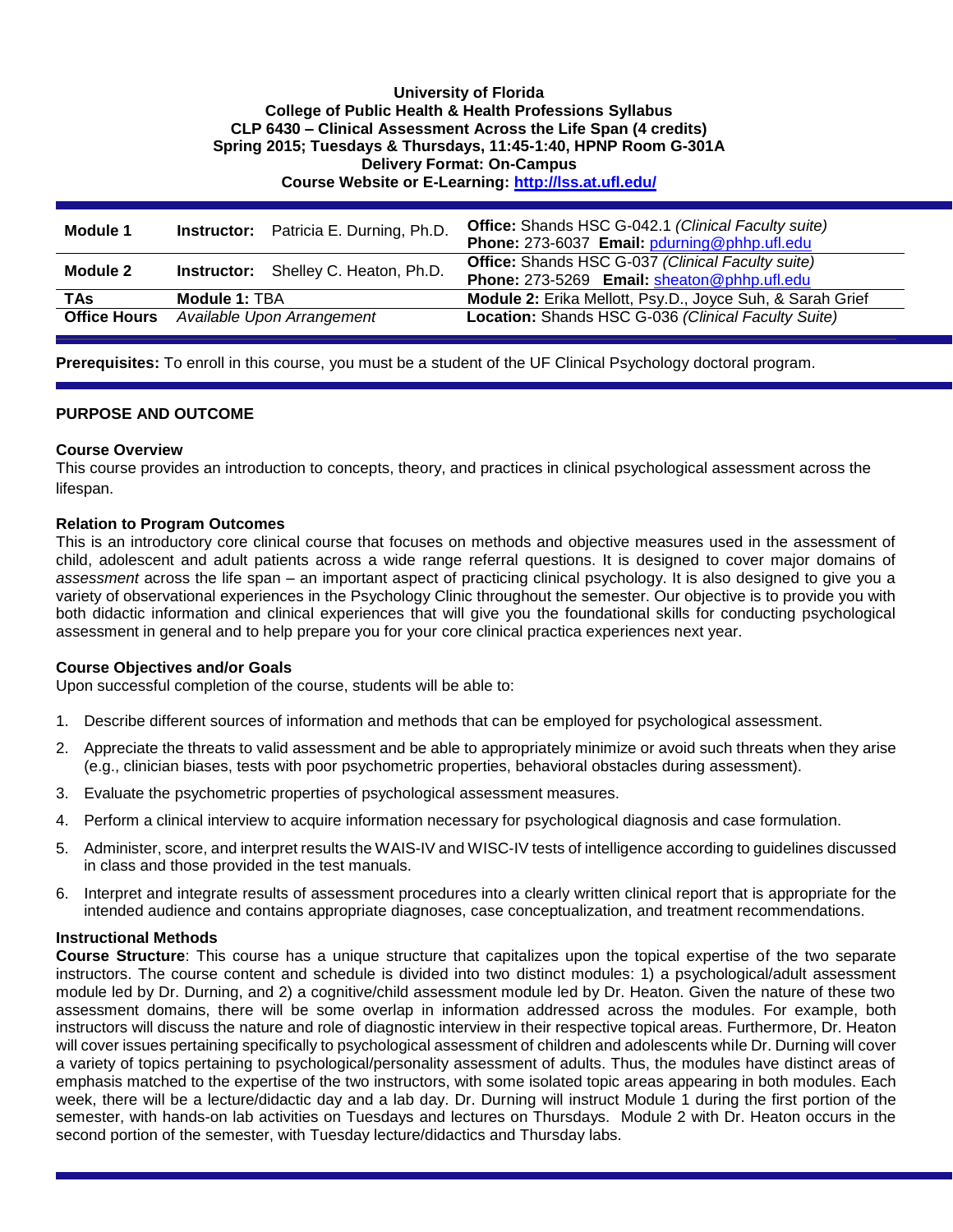**University of Florida**
**College of Public Health & Health Professions Syllabus**
**CLP 6430 – Clinical Assessment Across the Life Span (4 credits)**
**Spring 2015; Tuesdays & Thursdays, 11:45-1:40, HPNP Room G-301A**
**Delivery Format: On-Campus**
**Course Website or E-Learning: http://lss.at.ufl.edu/**

| | | |
|---|---|---|
| **Module 1** | **Instructor:** Patricia E. Durning, Ph.D. | **Office:** Shands HSC G-042.1 *(Clinical Faculty suite)* **Phone:** 273-6037 **Email:** pdurning@phhp.ufl.edu |
| **Module 2** | **Instructor:** Shelley C. Heaton, Ph.D. | **Office:** Shands HSC G-037 *(Clinical Faculty suite)* **Phone:** 273-5269 **Email:** sheaton@phhp.ufl.edu |
| **TAs** | **Module 1:** TBA | **Module 2:** Erika Mellott, Psy.D., Joyce Suh, & Sarah Grief |
| **Office Hours** | *Available Upon Arrangement* | **Location:** Shands HSC G-036 *(Clinical Faculty Suite)* |

**Prerequisites:** To enroll in this course, you must be a student of the UF Clinical Psychology doctoral program.

## PURPOSE AND OUTCOME

### Course Overview

This course provides an introduction to concepts, theory, and practices in clinical psychological assessment across the lifespan.

### Relation to Program Outcomes

This is an introductory core clinical course that focuses on methods and objective measures used in the assessment of child, adolescent and adult patients across a wide range referral questions. It is designed to cover major domains of *assessment* across the life span – an important aspect of practicing clinical psychology. It is also designed to give you a variety of observational experiences in the Psychology Clinic throughout the semester. Our objective is to provide you with both didactic information and clinical experiences that will give you the foundational skills for conducting psychological assessment in general and to help prepare you for your core clinical practica experiences next year.

### Course Objectives and/or Goals

Upon successful completion of the course, students will be able to:

1. Describe different sources of information and methods that can be employed for psychological assessment.
2. Appreciate the threats to valid assessment and be able to appropriately minimize or avoid such threats when they arise (e.g., clinician biases, tests with poor psychometric properties, behavioral obstacles during assessment).
3. Evaluate the psychometric properties of psychological assessment measures.
4. Perform a clinical interview to acquire information necessary for psychological diagnosis and case formulation.
5. Administer, score, and interpret results the WAIS-IV and WISC-IV tests of intelligence according to guidelines discussed in class and those provided in the test manuals.
6. Interpret and integrate results of assessment procedures into a clearly written clinical report that is appropriate for the intended audience and contains appropriate diagnoses, case conceptualization, and treatment recommendations.

### Instructional Methods

**Course Structure**: This course has a unique structure that capitalizes upon the topical expertise of the two separate instructors. The course content and schedule is divided into two distinct modules: 1) a psychological/adult assessment module led by Dr. Durning, and 2) a cognitive/child assessment module led by Dr. Heaton. Given the nature of these two assessment domains, there will be some overlap in information addressed across the modules. For example, both instructors will discuss the nature and role of diagnostic interview in their respective topical areas. Furthermore, Dr. Heaton will cover issues pertaining specifically to psychological assessment of children and adolescents while Dr. Durning will cover a variety of topics pertaining to psychological/personality assessment of adults. Thus, the modules have distinct areas of emphasis matched to the expertise of the two instructors, with some isolated topic areas appearing in both modules. Each week, there will be a lecture/didactic day and a lab day. Dr. Durning will instruct Module 1 during the first portion of the semester, with hands-on lab activities on Tuesdays and lectures on Thursdays. Module 2 with Dr. Heaton occurs in the second portion of the semester, with Tuesday lecture/didactics and Thursday labs.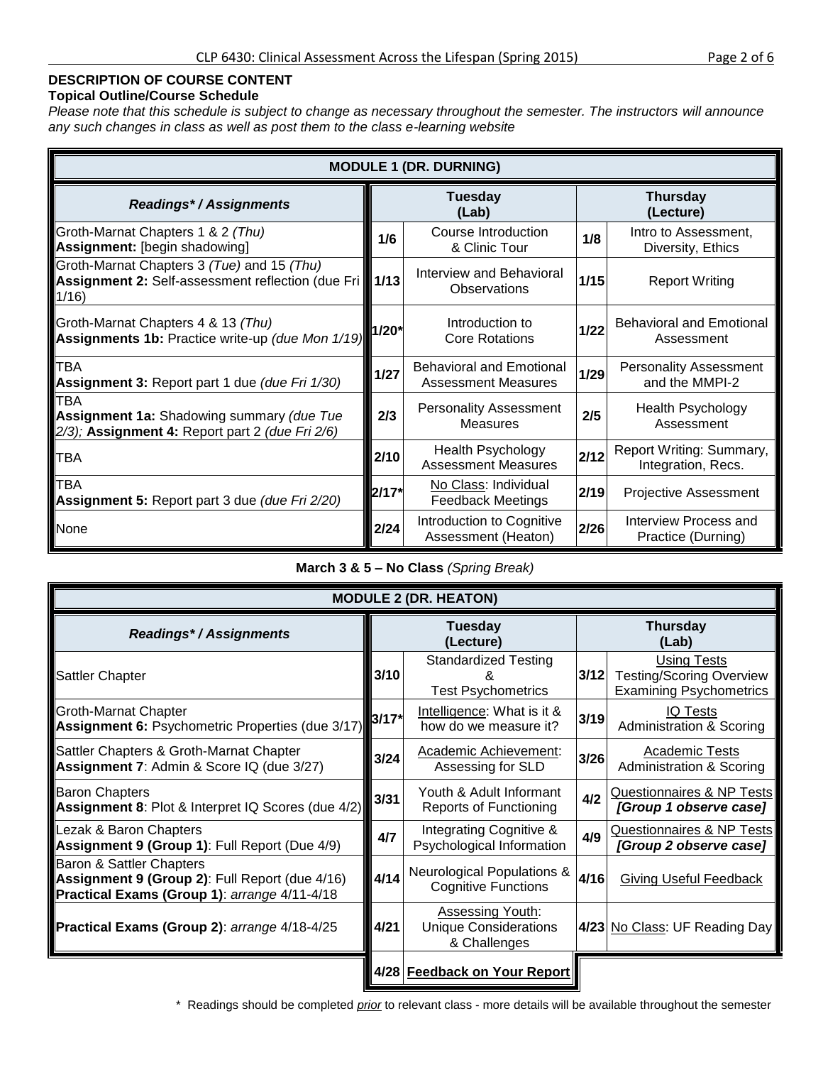## DESCRIPTION OF COURSE CONTENT

### Topical Outline/Course Schedule

*Please note that this schedule is subject to change as necessary throughout the semester. The instructors will announce any such changes in class as well as post them to the class e-learning website*

| **MODULE 1 (DR. DURNING)** | | | | |
|---|---|---|---|---|
| ***Readings\* / Assignments*** | **Tuesday (Lab)** | | **Thursday (Lecture)** | |
| Groth-Marnat Chapters 1 & 2 *(Thu)* **Assignment:** [begin shadowing] | 1/6 | Course Introduction & Clinic Tour | 1/8 | Intro to Assessment, Diversity, Ethics |
| Groth-Marnat Chapters 3 *(Tue)* and 15 *(Thu)* **Assignment 2:** Self-assessment reflection (due Fri 1/16) | 1/13 | Interview and Behavioral Observations | 1/15 | Report Writing |
| Groth-Marnat Chapters 4 & 13 *(Thu)* **Assignments 1b:** Practice write-up *(due Mon 1/19)* | 1/20* | Introduction to Core Rotations | 1/22 | Behavioral and Emotional Assessment |
| TBA **Assignment 3:** Report part 1 due *(due Fri 1/30)* | 1/27 | Behavioral and Emotional Assessment Measures | 1/29 | Personality Assessment and the MMPI-2 |
| TBA **Assignment 1a:** Shadowing summary *(due Tue 2/3);* **Assignment 4:** Report part 2 *(due Fri 2/6)* | 2/3 | Personality Assessment Measures | 2/5 | Health Psychology Assessment |
| TBA | 2/10 | Health Psychology Assessment Measures | 2/12 | Report Writing: Summary, Integration, Recs. |
| TBA **Assignment 5:** Report part 3 due *(due Fri 2/20)* | 2/17* | No Class: Individual Feedback Meetings | 2/19 | Projective Assessment |
| None | 2/24 | Introduction to Cognitive Assessment (Heaton) | 2/26 | Interview Process and Practice (Durning) |

**March 3 & 5 – No Class** *(Spring Break)*

| **MODULE 2 (DR. HEATON)** | | | | |
|---|---|---|---|---|
| ***Readings\* / Assignments*** | **Tuesday (Lecture)** | | **Thursday (Lab)** | |
| Sattler Chapter | 3/10 | Standardized Testing & Test Psychometrics | 3/12 | Using Tests Testing/Scoring Overview Examining Psychometrics |
| Groth-Marnat Chapter **Assignment 6:** Psychometric Properties (due 3/17) | 3/17* | Intelligence: What is it & how do we measure it? | 3/19 | IQ Tests Administration & Scoring |
| Sattler Chapters & Groth-Marnat Chapter **Assignment 7**: Admin & Score IQ (due 3/27) | 3/24 | Academic Achievement: Assessing for SLD | 3/26 | Academic Tests Administration & Scoring |
| Baron Chapters **Assignment 8**: Plot & Interpret IQ Scores (due 4/2) | 3/31 | Youth & Adult Informant Reports of Functioning | 4/2 | Questionnaires & NP Tests ***[Group 1 observe case]*** |
| Lezak & Baron Chapters **Assignment 9 (Group 1)**: Full Report (Due 4/9) | 4/7 | Integrating Cognitive & Psychological Information | 4/9 | Questionnaires & NP Tests ***[Group 2 observe case]*** |
| Baron & Sattler Chapters **Assignment 9 (Group 2)**: Full Report (due 4/16) **Practical Exams (Group 1)**: *arrange* 4/11-4/18 | 4/14 | Neurological Populations & Cognitive Functions | 4/16 | Giving Useful Feedback |
| **Practical Exams (Group 2)**: *arrange* 4/18-4/25 | 4/21 | Assessing Youth: Unique Considerations & Challenges | 4/23 | No Class: UF Reading Day |
| | 4/28 | **Feedback on Your Report** | | |

\* Readings should be completed *prior* to relevant class - more details will be available throughout the semester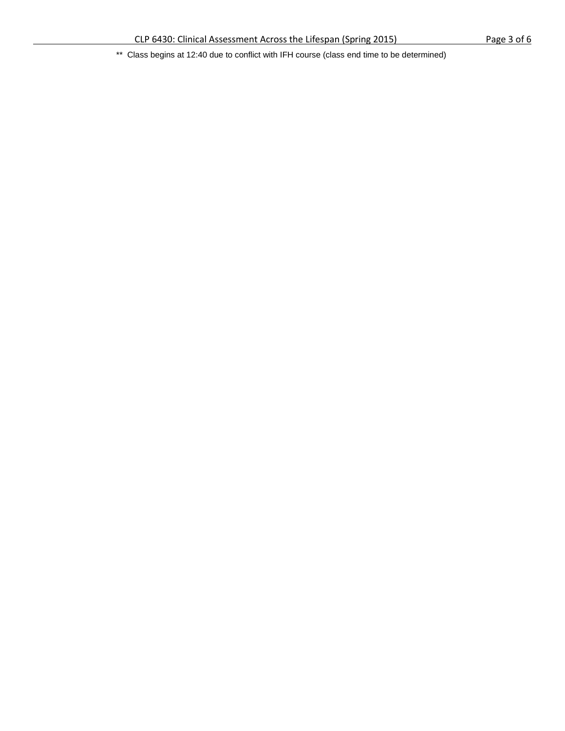** Class begins at 12:40 due to conflict with IFH course (class end time to be determined)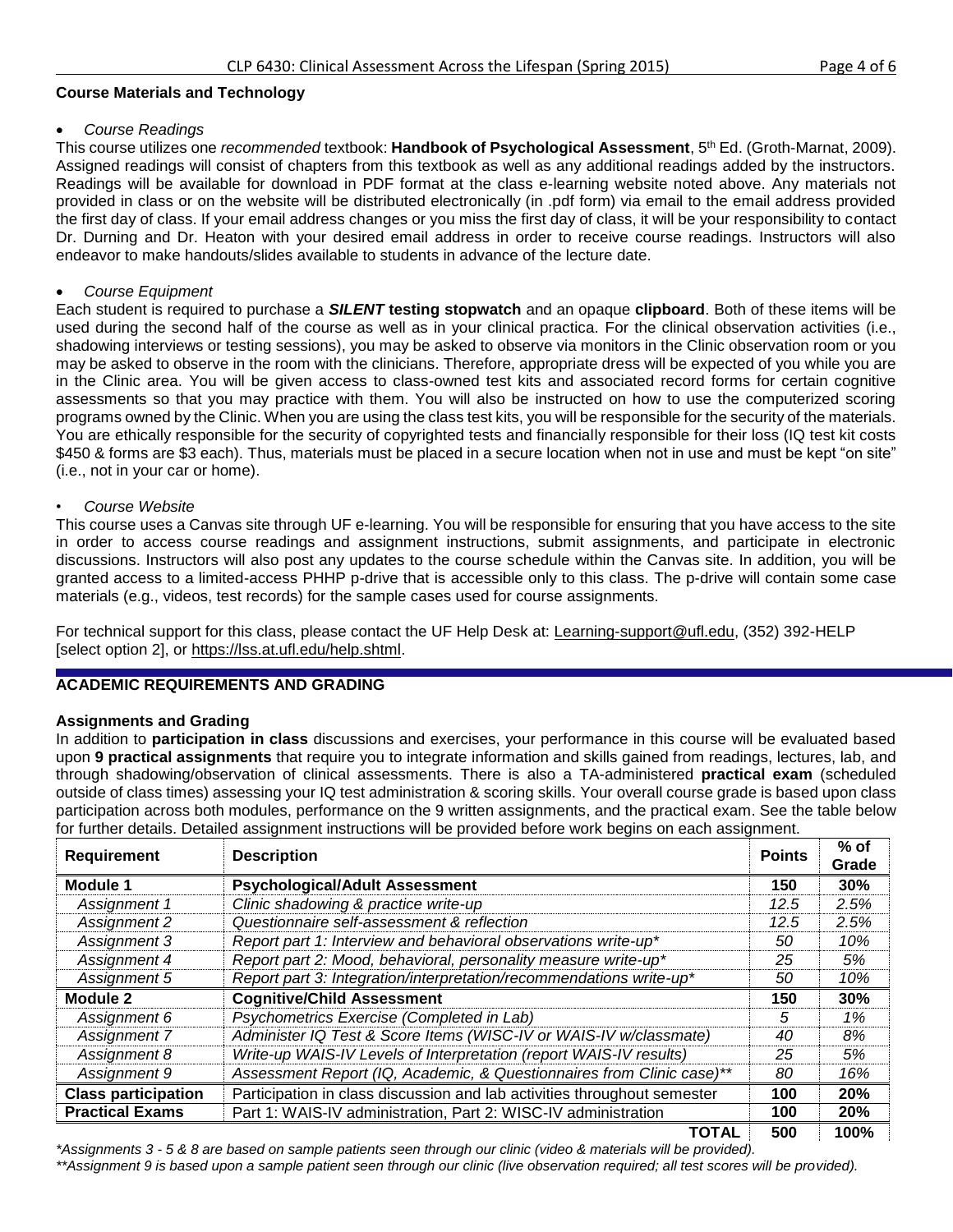**Course Materials and Technology**

- *Course Readings*

This course utilizes one *recommended* textbook: **Handbook of Psychological Assessment**, 5th Ed. (Groth-Marnat, 2009). Assigned readings will consist of chapters from this textbook as well as any additional readings added by the instructors. Readings will be available for download in PDF format at the class e-learning website noted above. Any materials not provided in class or on the website will be distributed electronically (in .pdf form) via email to the email address provided the first day of class. If your email address changes or you miss the first day of class, it will be your responsibility to contact Dr. Durning and Dr. Heaton with your desired email address in order to receive course readings. Instructors will also endeavor to make handouts/slides available to students in advance of the lecture date.

- *Course Equipment*

Each student is required to purchase a ***SILENT* testing stopwatch** and an opaque **clipboard**. Both of these items will be used during the second half of the course as well as in your clinical practica. For the clinical observation activities (i.e., shadowing interviews or testing sessions), you may be asked to observe via monitors in the Clinic observation room or you may be asked to observe in the room with the clinicians. Therefore, appropriate dress will be expected of you while you are in the Clinic area. You will be given access to class-owned test kits and associated record forms for certain cognitive assessments so that you may practice with them. You will also be instructed on how to use the computerized scoring programs owned by the Clinic. When you are using the class test kits, you will be responsible for the security of the materials. You are ethically responsible for the security of copyrighted tests and financially responsible for their loss (IQ test kit costs $450 & forms are $3 each). Thus, materials must be placed in a secure location when not in use and must be kept "on site" (i.e., not in your car or home).

- *Course Website*

This course uses a Canvas site through UF e-learning. You will be responsible for ensuring that you have access to the site in order to access course readings and assignment instructions, submit assignments, and participate in electronic discussions. Instructors will also post any updates to the course schedule within the Canvas site. In addition, you will be granted access to a limited-access PHHP p-drive that is accessible only to this class. The p-drive will contain some case materials (e.g., videos, test records) for the sample cases used for course assignments.

For technical support for this class, please contact the UF Help Desk at: Learning-support@ufl.edu, (352) 392-HELP [select option 2], or https://lss.at.ufl.edu/help.shtml.

## ACADEMIC REQUIREMENTS AND GRADING

**Assignments and Grading**

In addition to **participation in class** discussions and exercises, your performance in this course will be evaluated based upon **9 practical assignments** that require you to integrate information and skills gained from readings, lectures, lab, and through shadowing/observation of clinical assessments. There is also a TA-administered **practical exam** (scheduled outside of class times) assessing your IQ test administration & scoring skills. Your overall course grade is based upon class participation across both modules, performance on the 9 written assignments, and the practical exam. See the table below for further details. Detailed assignment instructions will be provided before work begins on each assignment.

| Requirement | Description | Points | % of Grade |
|---|---|---|---|
| **Module 1** | **Psychological/Adult Assessment** | **150** | **30%** |
| *Assignment 1* | *Clinic shadowing & practice write-up* | *12.5* | *2.5%* |
| *Assignment 2* | *Questionnaire self-assessment & reflection* | *12.5* | *2.5%* |
| *Assignment 3* | *Report part 1: Interview and behavioral observations write-up** | *50* | *10%* |
| *Assignment 4* | *Report part 2: Mood, behavioral, personality measure write-up** | *25* | *5%* |
| *Assignment 5* | *Report part 3: Integration/interpretation/recommendations write-up** | *50* | *10%* |
| **Module 2** | **Cognitive/Child Assessment** | **150** | **30%** |
| *Assignment 6* | *Psychometrics Exercise (Completed in Lab)* | *5* | *1%* |
| *Assignment 7* | *Administer IQ Test & Score Items (WISC-IV or WAIS-IV w/classmate)* | *40* | *8%* |
| *Assignment 8* | *Write-up WAIS-IV Levels of Interpretation (report WAIS-IV results)* | *25* | *5%* |
| *Assignment 9* | *Assessment Report (IQ, Academic, & Questionnaires from Clinic case)*** | *80* | *16%* |
| **Class participation** | Participation in class discussion and lab activities throughout semester | **100** | **20%** |
| **Practical Exams** | Part 1: WAIS-IV administration, Part 2: WISC-IV administration | **100** | **20%** |
| | **TOTAL** | **500** | **100%** |

**Assignments 3 - 5 & 8 are based on sample patients seen through our clinic (video & materials will be provided).*

***Assignment 9 is based upon a sample patient seen through our clinic (live observation required; all test scores will be provided).*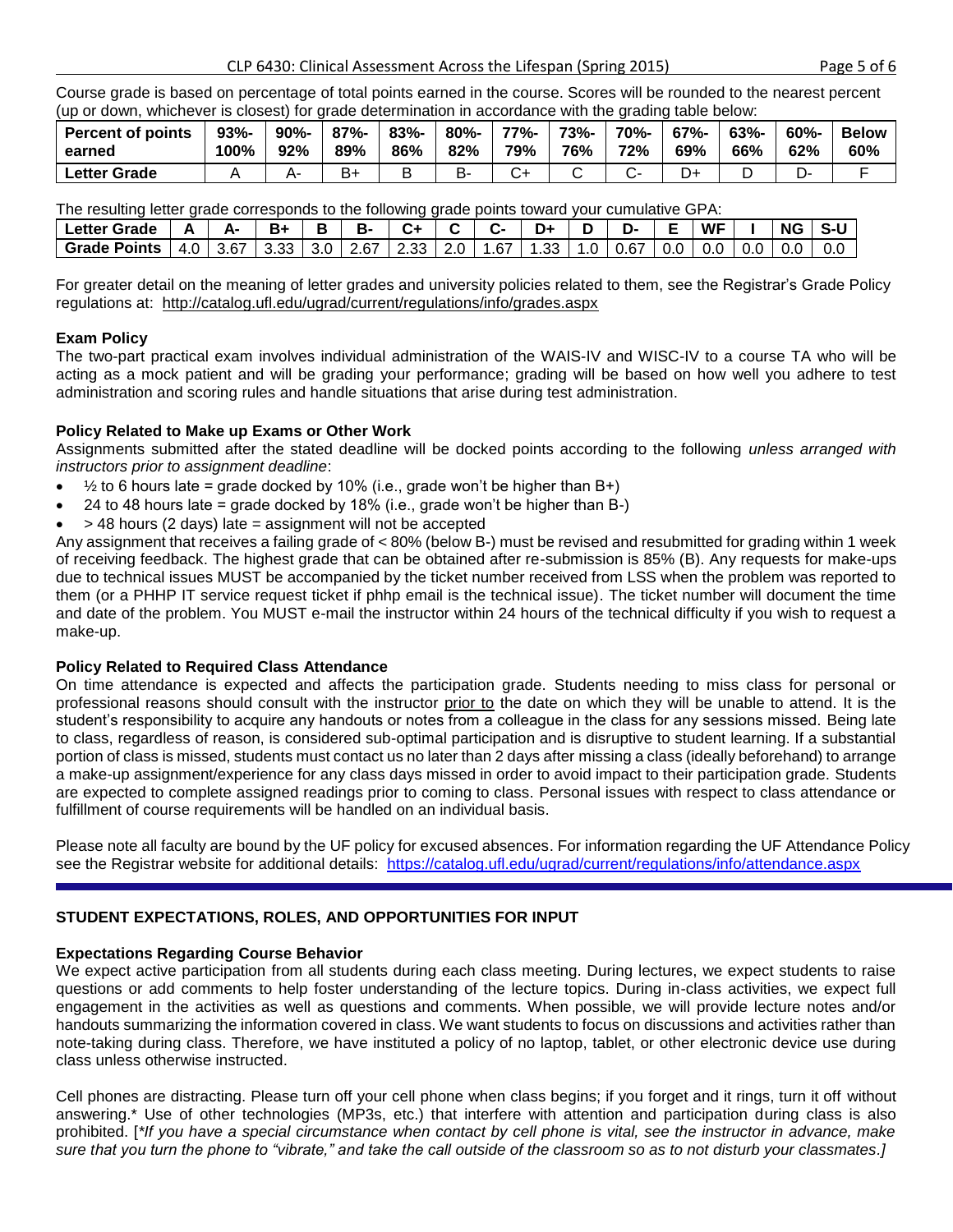Course grade is based on percentage of total points earned in the course. Scores will be rounded to the nearest percent (up or down, whichever is closest) for grade determination in accordance with the grading table below:

| Percent of points earned | 93%-100% | 90%-92% | 87%-89% | 83%-86% | 80%-82% | 77%-79% | 73%-76% | 70%-72% | 67%-69% | 63%-66% | 60%-62% | Below 60% |
|---|---|---|---|---|---|---|---|---|---|---|---|---|
| Letter Grade | A | A- | B+ | B | B- | C+ | C | C- | D+ | D | D- | F |

The resulting letter grade corresponds to the following grade points toward your cumulative GPA:

| Letter Grade | A | A- | B+ | B | B- | C+ | C | C- | D+ | D | D- | E | WF | I | NG | S-U |
|---|---|---|---|---|---|---|---|---|---|---|---|---|---|---|---|---|
| Grade Points | 4.0 | 3.67 | 3.33 | 3.0 | 2.67 | 2.33 | 2.0 | 1.67 | 1.33 | 1.0 | 0.67 | 0.0 | 0.0 | 0.0 | 0.0 | 0.0 |

For greater detail on the meaning of letter grades and university policies related to them, see the Registrar's Grade Policy regulations at: http://catalog.ufl.edu/ugrad/current/regulations/info/grades.aspx

**Exam Policy**

The two-part practical exam involves individual administration of the WAIS-IV and WISC-IV to a course TA who will be acting as a mock patient and will be grading your performance; grading will be based on how well you adhere to test administration and scoring rules and handle situations that arise during test administration.

**Policy Related to Make up Exams or Other Work**

Assignments submitted after the stated deadline will be docked points according to the following *unless arranged with instructors prior to assignment deadline*:

- ½ to 6 hours late = grade docked by 10% (i.e., grade won't be higher than B+)
- 24 to 48 hours late = grade docked by 18% (i.e., grade won't be higher than B-)
- > 48 hours (2 days) late = assignment will not be accepted

Any assignment that receives a failing grade of < 80% (below B-) must be revised and resubmitted for grading within 1 week of receiving feedback. The highest grade that can be obtained after re-submission is 85% (B). Any requests for make-ups due to technical issues MUST be accompanied by the ticket number received from LSS when the problem was reported to them (or a PHHP IT service request ticket if phhp email is the technical issue). The ticket number will document the time and date of the problem. You MUST e-mail the instructor within 24 hours of the technical difficulty if you wish to request a make-up.

**Policy Related to Required Class Attendance**

On time attendance is expected and affects the participation grade. Students needing to miss class for personal or professional reasons should consult with the instructor prior to the date on which they will be unable to attend. It is the student's responsibility to acquire any handouts or notes from a colleague in the class for any sessions missed. Being late to class, regardless of reason, is considered sub-optimal participation and is disruptive to student learning. If a substantial portion of class is missed, students must contact us no later than 2 days after missing a class (ideally beforehand) to arrange a make-up assignment/experience for any class days missed in order to avoid impact to their participation grade. Students are expected to complete assigned readings prior to coming to class. Personal issues with respect to class attendance or fulfillment of course requirements will be handled on an individual basis.

Please note all faculty are bound by the UF policy for excused absences. For information regarding the UF Attendance Policy see the Registrar website for additional details: https://catalog.ufl.edu/ugrad/current/regulations/info/attendance.aspx

## STUDENT EXPECTATIONS, ROLES, AND OPPORTUNITIES FOR INPUT

**Expectations Regarding Course Behavior**

We expect active participation from all students during each class meeting. During lectures, we expect students to raise questions or add comments to help foster understanding of the lecture topics. During in-class activities, we expect full engagement in the activities as well as questions and comments. When possible, we will provide lecture notes and/or handouts summarizing the information covered in class. We want students to focus on discussions and activities rather than note-taking during class. Therefore, we have instituted a policy of no laptop, tablet, or other electronic device use during class unless otherwise instructed.

Cell phones are distracting. Please turn off your cell phone when class begins; if you forget and it rings, turn it off without answering.* Use of other technologies (MP3s, etc.) that interfere with attention and participation during class is also prohibited. [*If you have a special circumstance when contact by cell phone is vital, see the instructor in advance, make sure that you turn the phone to "vibrate," and take the call outside of the classroom so as to not disturb your classmates.]*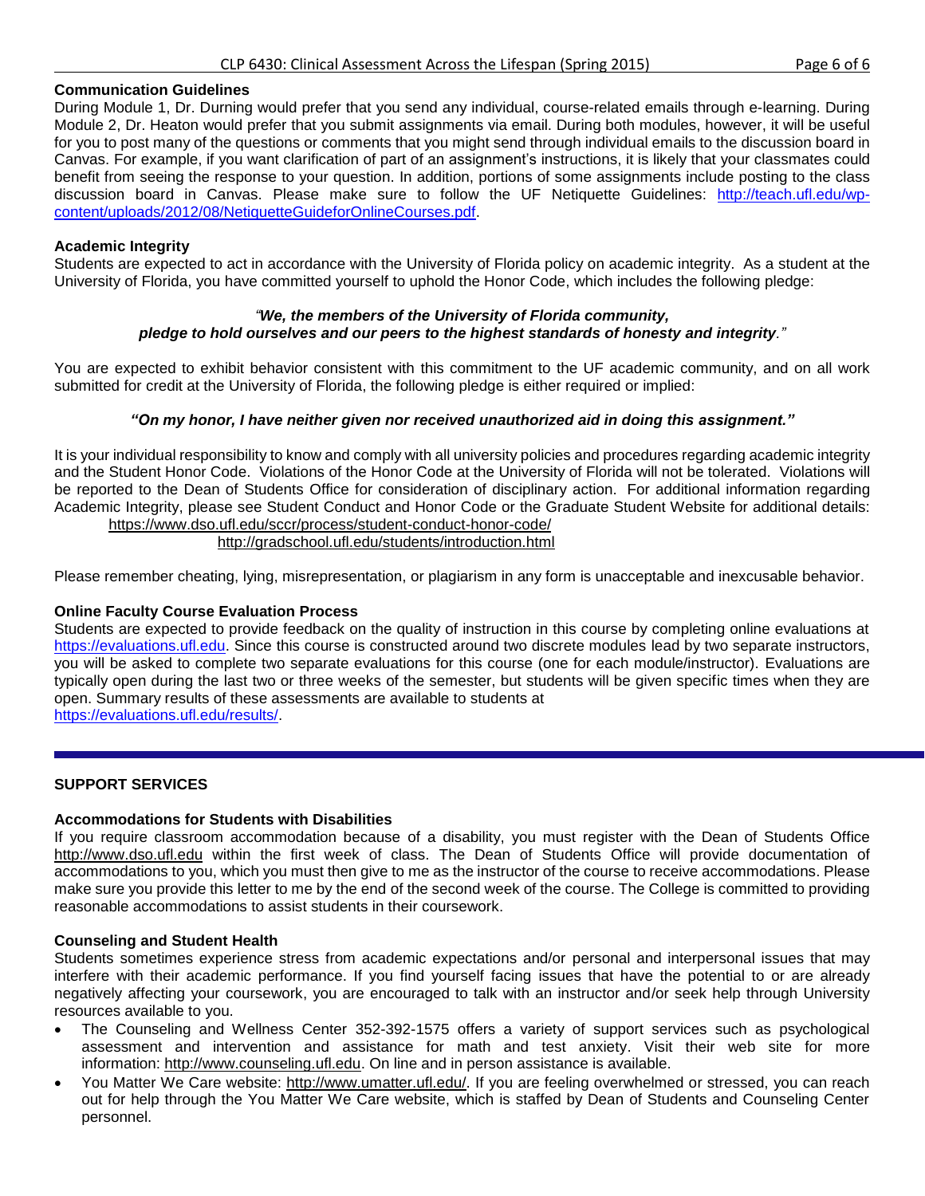### Communication Guidelines

During Module 1, Dr. Durning would prefer that you send any individual, course-related emails through e-learning. During Module 2, Dr. Heaton would prefer that you submit assignments via email. During both modules, however, it will be useful for you to post many of the questions or comments that you might send through individual emails to the discussion board in Canvas. For example, if you want clarification of part of an assignment's instructions, it is likely that your classmates could benefit from seeing the response to your question. In addition, portions of some assignments include posting to the class discussion board in Canvas. Please make sure to follow the UF Netiquette Guidelines: [http://teach.ufl.edu/wp-content/uploads/2012/08/NetiquetteGuideforOnlineCourses.pdf](http://teach.ufl.edu/wp-content/uploads/2012/08/NetiquetteGuideforOnlineCourses.pdf).

### Academic Integrity

Students are expected to act in accordance with the University of Florida policy on academic integrity. As a student at the University of Florida, you have committed yourself to uphold the Honor Code, which includes the following pledge:

*"**We, the members of the University of Florida community, pledge to hold ourselves and our peers to the highest standards of honesty and integrity**."*

You are expected to exhibit behavior consistent with this commitment to the UF academic community, and on all work submitted for credit at the University of Florida, the following pledge is either required or implied:

***"On my honor, I have neither given nor received unauthorized aid in doing this assignment."***

It is your individual responsibility to know and comply with all university policies and procedures regarding academic integrity and the Student Honor Code. Violations of the Honor Code at the University of Florida will not be tolerated. Violations will be reported to the Dean of Students Office for consideration of disciplinary action. For additional information regarding Academic Integrity, please see Student Conduct and Honor Code or the Graduate Student Website for additional details:

https://www.dso.ufl.edu/sccr/process/student-conduct-honor-code/
http://gradschool.ufl.edu/students/introduction.html

Please remember cheating, lying, misrepresentation, or plagiarism in any form is unacceptable and inexcusable behavior.

### Online Faculty Course Evaluation Process

Students are expected to provide feedback on the quality of instruction in this course by completing online evaluations at [https://evaluations.ufl.edu](https://evaluations.ufl.edu). Since this course is constructed around two discrete modules lead by two separate instructors, you will be asked to complete two separate evaluations for this course (one for each module/instructor). Evaluations are typically open during the last two or three weeks of the semester, but students will be given specific times when they are open. Summary results of these assessments are available to students at [https://evaluations.ufl.edu/results/](https://evaluations.ufl.edu/results/).

---

## SUPPORT SERVICES

### Accommodations for Students with Disabilities

If you require classroom accommodation because of a disability, you must register with the Dean of Students Office http://www.dso.ufl.edu within the first week of class. The Dean of Students Office will provide documentation of accommodations to you, which you must then give to me as the instructor of the course to receive accommodations. Please make sure you provide this letter to me by the end of the second week of the course. The College is committed to providing reasonable accommodations to assist students in their coursework.

### Counseling and Student Health

Students sometimes experience stress from academic expectations and/or personal and interpersonal issues that may interfere with their academic performance. If you find yourself facing issues that have the potential to or are already negatively affecting your coursework, you are encouraged to talk with an instructor and/or seek help through University resources available to you.

- The Counseling and Wellness Center 352-392-1575 offers a variety of support services such as psychological assessment and intervention and assistance for math and test anxiety. Visit their web site for more information: http://www.counseling.ufl.edu. On line and in person assistance is available.
- You Matter We Care website: http://www.umatter.ufl.edu/. If you are feeling overwhelmed or stressed, you can reach out for help through the You Matter We Care website, which is staffed by Dean of Students and Counseling Center personnel.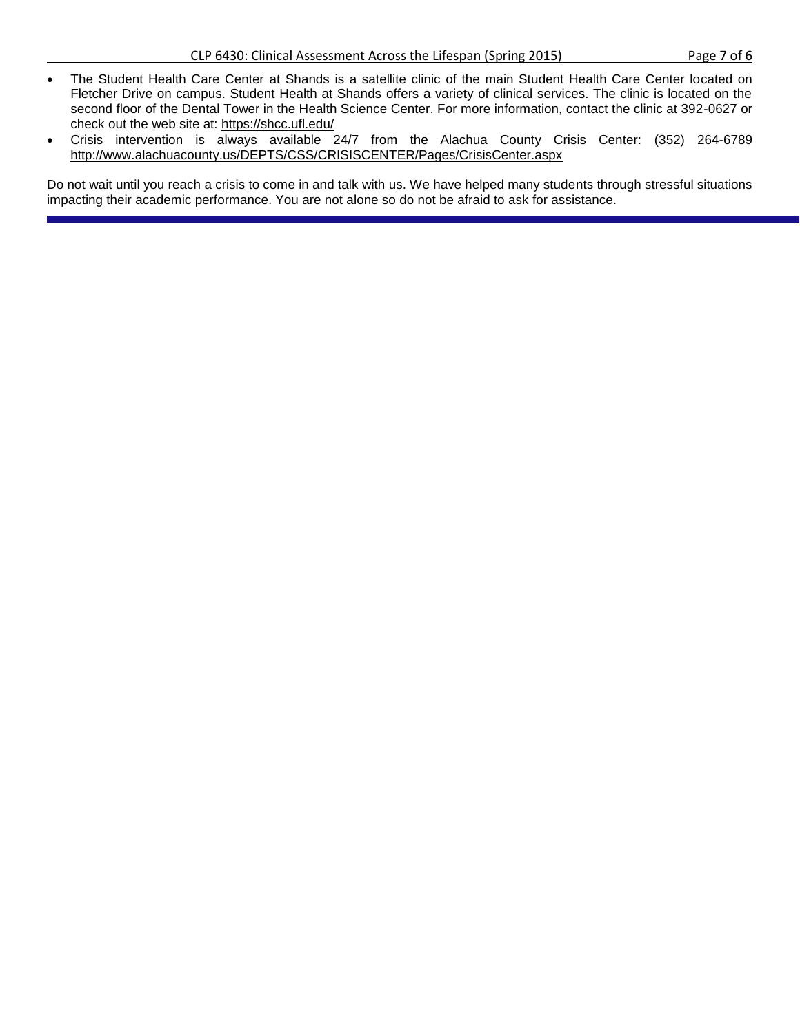- The Student Health Care Center at Shands is a satellite clinic of the main Student Health Care Center located on Fletcher Drive on campus. Student Health at Shands offers a variety of clinical services. The clinic is located on the second floor of the Dental Tower in the Health Science Center. For more information, contact the clinic at 392-0627 or check out the web site at: https://shcc.ufl.edu/
- Crisis intervention is always available 24/7 from the Alachua County Crisis Center: (352) 264-6789 http://www.alachuacounty.us/DEPTS/CSS/CRISISCENTER/Pages/CrisisCenter.aspx

Do not wait until you reach a crisis to come in and talk with us. We have helped many students through stressful situations impacting their academic performance. You are not alone so do not be afraid to ask for assistance.